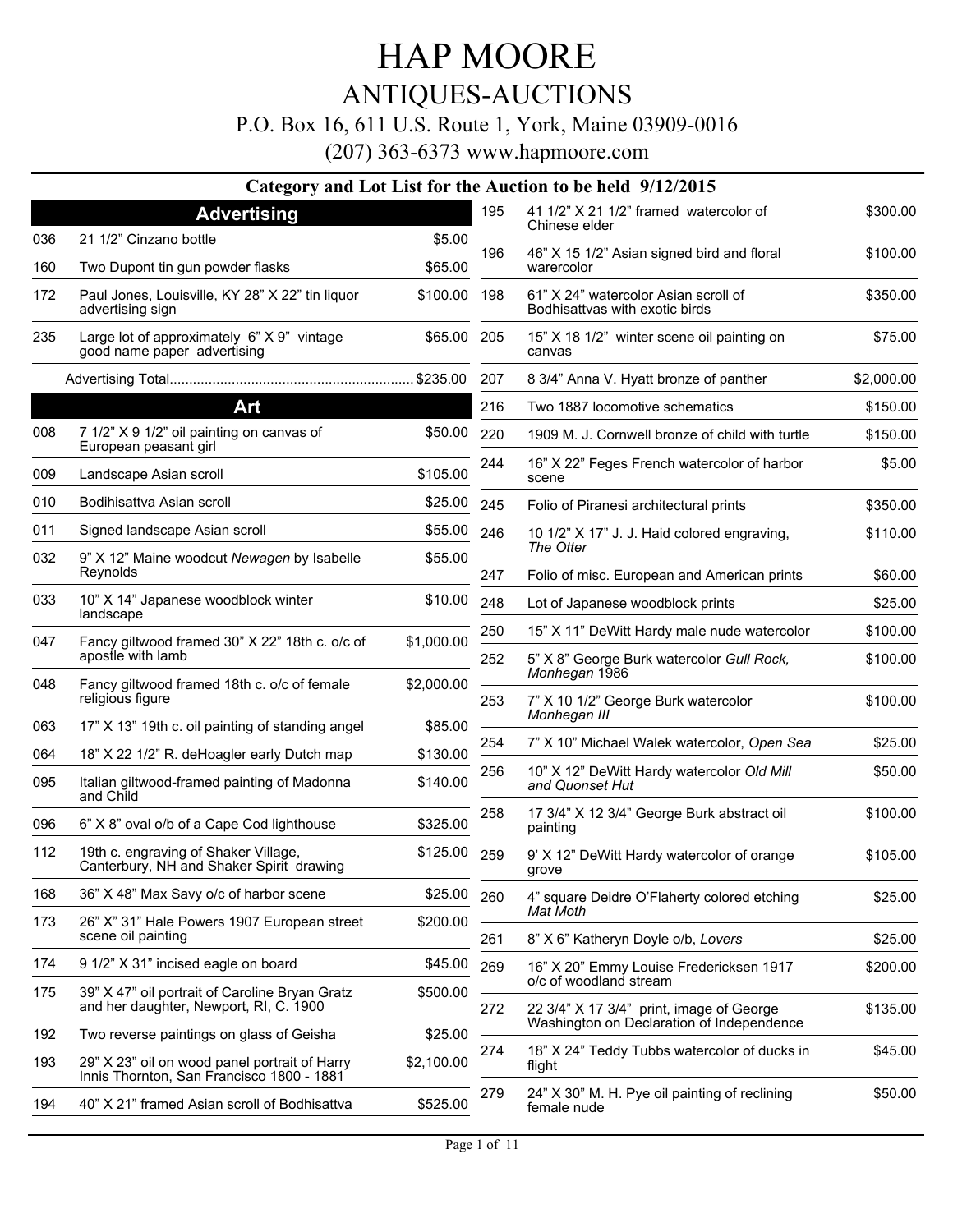# HAP MOORE

## ANTIQUES-AUCTIONS

P.O. Box 16, 611 U.S. Route 1, York, Maine 03909-0016

(207) 363-6373 www.hapmoore.com

### Category and Lot List for the Auction to be held 9/12/2015

## Advertising

| Lot | Description | Price |
|---|---|---|
| 036 | 21 1/2" Cinzano bottle | $5.00 |
| 160 | Two Dupont tin gun powder flasks | $65.00 |
| 172 | Paul Jones, Louisville, KY 28" X 22" tin liquor advertising sign | $100.00 |
| 235 | Large lot of approximately 6" X 9" vintage good name paper advertising | $65.00 |
| | Advertising Total | $235.00 |

## Art

| Lot | Description | Price |
|---|---|---|
| 008 | 7 1/2" X 9 1/2" oil painting on canvas of European peasant girl | $50.00 |
| 009 | Landscape Asian scroll | $105.00 |
| 010 | Bodihisattva Asian scroll | $25.00 |
| 011 | Signed landscape Asian scroll | $55.00 |
| 032 | 9" X 12" Maine woodcut *Newagen* by Isabelle Reynolds | $55.00 |
| 033 | 10" X 14" Japanese woodblock winter landscape | $10.00 |
| 047 | Fancy giltwood framed 30" X 22" 18th c. o/c of apostle with lamb | $1,000.00 |
| 048 | Fancy giltwood framed 18th c. o/c of female religious figure | $2,000.00 |
| 063 | 17" X 13" 19th c. oil painting of standing angel | $85.00 |
| 064 | 18" X 22 1/2" R. deHoagler early Dutch map | $130.00 |
| 095 | Italian giltwood-framed painting of Madonna and Child | $140.00 |
| 096 | 6" X 8" oval o/b of a Cape Cod lighthouse | $325.00 |
| 112 | 19th c. engraving of Shaker Village, Canterbury, NH and Shaker Spirit drawing | $125.00 |
| 168 | 36" X 48" Max Savy o/c of harbor scene | $25.00 |
| 173 | 26" X" 31" Hale Powers 1907 European street scene oil painting | $200.00 |
| 174 | 9 1/2" X 31" incised eagle on board | $45.00 |
| 175 | 39" X 47" oil portrait of Caroline Bryan Gratz and her daughter, Newport, RI, C. 1900 | $500.00 |
| 192 | Two reverse paintings on glass of Geisha | $25.00 |
| 193 | 29" X 23" oil on wood panel portrait of Harry Innis Thornton, San Francisco 1800 - 1881 | $2,100.00 |
| 194 | 40" X 21" framed Asian scroll of Bodhisattva | $525.00 |
| 195 | 41 1/2" X 21 1/2" framed watercolor of Chinese elder | $300.00 |
| 196 | 46" X 15 1/2" Asian signed bird and floral warercolor | $100.00 |
| 198 | 61" X 24" watercolor Asian scroll of Bodhisattvas with exotic birds | $350.00 |
| 205 | 15" X 18 1/2" winter scene oil painting on canvas | $75.00 |
| 207 | 8 3/4" Anna V. Hyatt bronze of panther | $2,000.00 |
| 216 | Two 1887 locomotive schematics | $150.00 |
| 220 | 1909 M. J. Cornwell bronze of child with turtle | $150.00 |
| 244 | 16" X 22" Feges French watercolor of harbor scene | $5.00 |
| 245 | Folio of Piranesi architectural prints | $350.00 |
| 246 | 10 1/2" X 17" J. J. Haid colored engraving, *The Otter* | $110.00 |
| 247 | Folio of misc. European and American prints | $60.00 |
| 248 | Lot of Japanese woodblock prints | $25.00 |
| 250 | 15" X 11" DeWitt Hardy male nude watercolor | $100.00 |
| 252 | 5" X 8" George Burk watercolor *Gull Rock, Monhegan* 1986 | $100.00 |
| 253 | 7" X 10 1/2" George Burk watercolor *Monhegan III* | $100.00 |
| 254 | 7" X 10" Michael Walek watercolor, *Open Sea* | $25.00 |
| 256 | 10" X 12" DeWitt Hardy watercolor *Old Mill and Quonset Hut* | $50.00 |
| 258 | 17 3/4" X 12 3/4" George Burk abstract oil painting | $100.00 |
| 259 | 9' X 12" DeWitt Hardy watercolor of orange grove | $105.00 |
| 260 | 4" square Deidre O'Flaherty colored etching *Mat Moth* | $25.00 |
| 261 | 8" X 6" Katheryn Doyle o/b, *Lovers* | $25.00 |
| 269 | 16" X 20" Emmy Louise Fredericksen 1917 o/c of woodland stream | $200.00 |
| 272 | 22 3/4" X 17 3/4" print, image of George Washington on Declaration of Independence | $135.00 |
| 274 | 18" X 24" Teddy Tubbs watercolor of ducks in flight | $45.00 |
| 279 | 24" X 30" M. H. Pye oil painting of reclining female nude | $50.00 |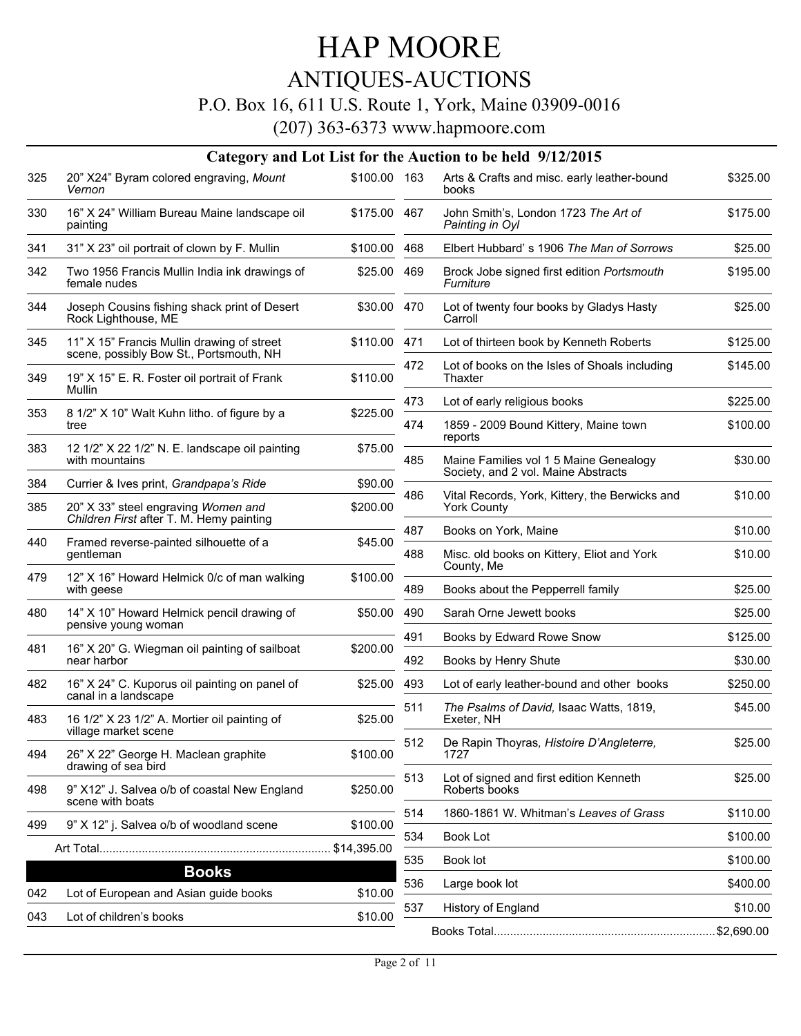# HAP MOORE

## ANTIQUES-AUCTIONS

P.O. Box 16, 611 U.S. Route 1, York, Maine 03909-0016

(207) 363-6373 www.hapmoore.com

### Category and Lot List for the Auction to be held 9/12/2015

| Lot | Description | Price |
|---|---|---|
| 325 | 20" X24" Byram colored engraving, *Mount Vernon* | $100.00 |
| 330 | 16" X 24" William Bureau Maine landscape oil painting | $175.00 |
| 341 | 31" X 23" oil portrait of clown by F. Mullin | $100.00 |
| 342 | Two 1956 Francis Mullin India ink drawings of female nudes | $25.00 |
| 344 | Joseph Cousins fishing shack print of Desert Rock Lighthouse, ME | $30.00 |
| 345 | 11" X 15" Francis Mullin drawing of street scene, possibly Bow St., Portsmouth, NH | $110.00 |
| 349 | 19" X 15" E. R. Foster oil portrait of Frank Mullin | $110.00 |
| 353 | 8 1/2" X 10" Walt Kuhn litho. of figure by a tree | $225.00 |
| 383 | 12 1/2" X 22 1/2" N. E. landscape oil painting with mountains | $75.00 |
| 384 | Currier & Ives print, *Grandpapa's Ride* | $90.00 |
| 385 | 20" X 33" steel engraving *Women and Children First* after T. M. Hemy painting | $200.00 |
| 440 | Framed reverse-painted silhouette of a gentleman | $45.00 |
| 479 | 12" X 16" Howard Helmick 0/c of man walking with geese | $100.00 |
| 480 | 14" X 10" Howard Helmick pencil drawing of pensive young woman | $50.00 |
| 481 | 16" X 20" G. Wiegman oil painting of sailboat near harbor | $200.00 |
| 482 | 16" X 24" C. Kuporus oil painting on panel of canal in a landscape | $25.00 |
| 483 | 16 1/2" X 23 1/2" A. Mortier oil painting of village market scene | $25.00 |
| 494 | 26" X 22" George H. Maclean graphite drawing of sea bird | $100.00 |
| 498 | 9" X12" J. Salvea o/b of coastal New England scene with boats | $250.00 |
| 499 | 9" X 12" j. Salvea o/b of woodland scene | $100.00 |

Art Total...................................................................... $14,395.00

## Books

| Lot | Description | Price |
|---|---|---|
| 042 | Lot of European and Asian guide books | $10.00 |
| 043 | Lot of children's books | $10.00 |
| 163 | Arts & Crafts and misc. early leather-bound books | $325.00 |
| 467 | John Smith's, London 1723 *The Art of Painting in Oyl* | $175.00 |
| 468 | Elbert Hubbard' s 1906 *The Man of Sorrows* | $25.00 |
| 469 | Brock Jobe signed first edition *Portsmouth Furniture* | $195.00 |
| 470 | Lot of twenty four books by Gladys Hasty Carroll | $25.00 |
| 471 | Lot of thirteen book by Kenneth Roberts | $125.00 |
| 472 | Lot of books on the Isles of Shoals including Thaxter | $145.00 |
| 473 | Lot of early religious books | $225.00 |
| 474 | 1859 - 2009 Bound Kittery, Maine town reports | $100.00 |
| 485 | Maine Families vol 1 5 Maine Genealogy Society, and 2 vol. Maine Abstracts | $30.00 |
| 486 | Vital Records, York, Kittery, the Berwicks and York County | $10.00 |
| 487 | Books on York, Maine | $10.00 |
| 488 | Misc. old books on Kittery, Eliot and York County, Me | $10.00 |
| 489 | Books about the Pepperrell family | $25.00 |
| 490 | Sarah Orne Jewett books | $25.00 |
| 491 | Books by Edward Rowe Snow | $125.00 |
| 492 | Books by Henry Shute | $30.00 |
| 493 | Lot of early leather-bound and other books | $250.00 |
| 511 | *The Psalms of David,* Isaac Watts, 1819, Exeter, NH | $45.00 |
| 512 | De Rapin Thoyras*, Histoire D'Angleterre,* 1727 | $25.00 |
| 513 | Lot of signed and first edition Kenneth Roberts books | $25.00 |
| 514 | 1860-1861 W. Whitman's *Leaves of Grass* | $110.00 |
| 534 | Book Lot | $100.00 |
| 535 | Book lot | $100.00 |
| 536 | Large book lot | $400.00 |
| 537 | History of England | $10.00 |

Books Total.................................................................. $2,690.00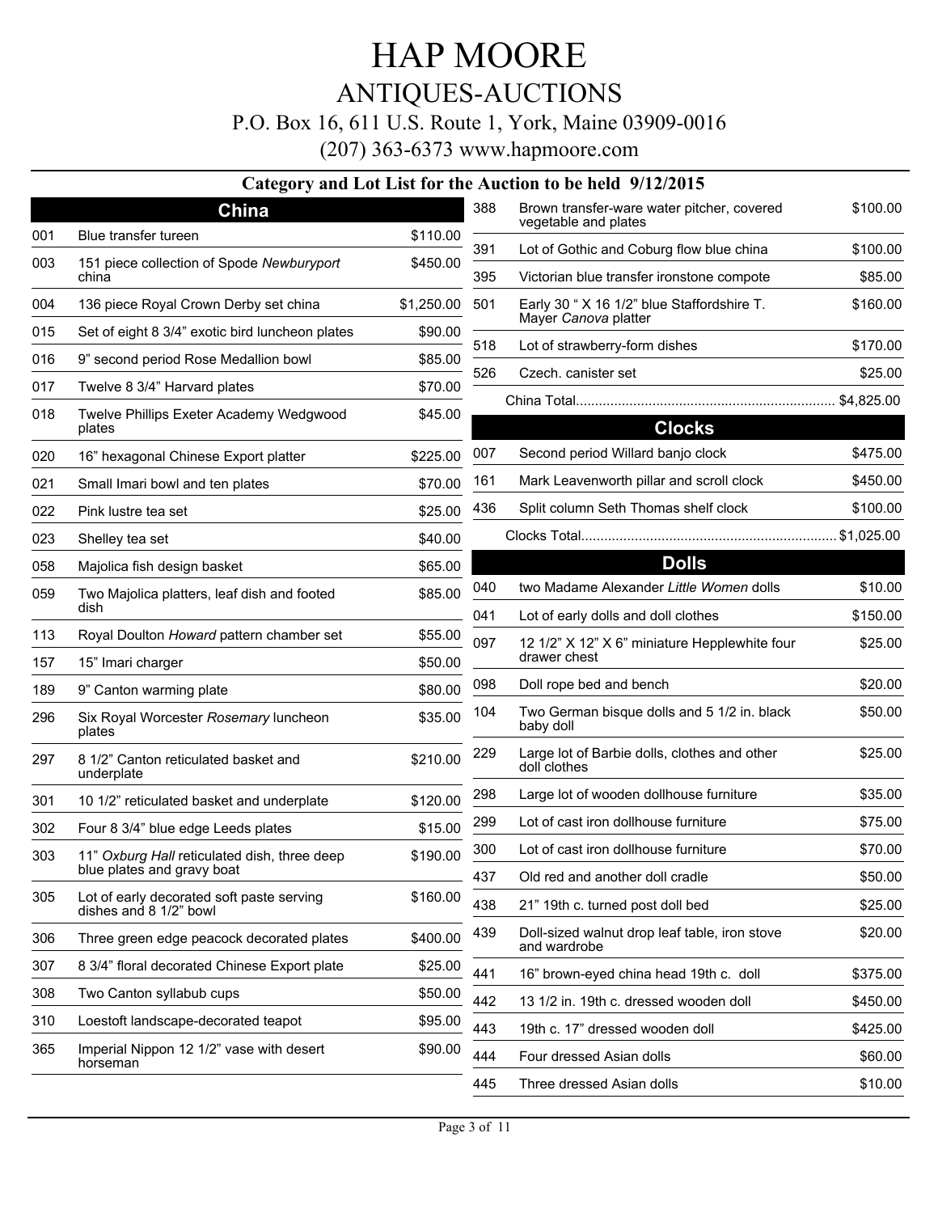# HAP MOORE

## ANTIQUES-AUCTIONS

P.O. Box 16, 611 U.S. Route 1, York, Maine 03909-0016

(207) 363-6373 www.hapmoore.com

### Category and Lot List for the Auction to be held 9/12/2015

## China

| Lot | Description | Price |
|---|---|---|
| 001 | Blue transfer tureen | $110.00 |
| 003 | 151 piece collection of Spode *Newburyport* china | $450.00 |
| 004 | 136 piece Royal Crown Derby set china | $1,250.00 |
| 015 | Set of eight 8 3/4" exotic bird luncheon plates | $90.00 |
| 016 | 9" second period Rose Medallion bowl | $85.00 |
| 017 | Twelve 8 3/4" Harvard plates | $70.00 |
| 018 | Twelve Phillips Exeter Academy Wedgwood plates | $45.00 |
| 020 | 16" hexagonal Chinese Export platter | $225.00 |
| 021 | Small Imari bowl and ten plates | $70.00 |
| 022 | Pink lustre tea set | $25.00 |
| 023 | Shelley tea set | $40.00 |
| 058 | Majolica fish design basket | $65.00 |
| 059 | Two Majolica platters, leaf dish and footed dish | $85.00 |
| 113 | Royal Doulton *Howard* pattern chamber set | $55.00 |
| 157 | 15" Imari charger | $50.00 |
| 189 | 9" Canton warming plate | $80.00 |
| 296 | Six Royal Worcester *Rosemary* luncheon plates | $35.00 |
| 297 | 8 1/2" Canton reticulated basket and underplate | $210.00 |
| 301 | 10 1/2" reticulated basket and underplate | $120.00 |
| 302 | Four 8 3/4" blue edge Leeds plates | $15.00 |
| 303 | 11" *Oxburg Hall* reticulated dish, three deep blue plates and gravy boat | $190.00 |
| 305 | Lot of early decorated soft paste serving dishes and 8 1/2" bowl | $160.00 |
| 306 | Three green edge peacock decorated plates | $400.00 |
| 307 | 8 3/4" floral decorated Chinese Export plate | $25.00 |
| 308 | Two Canton syllabub cups | $50.00 |
| 310 | Loestoft landscape-decorated teapot | $95.00 |
| 365 | Imperial Nippon 12 1/2" vase with desert horseman | $90.00 |
| 388 | Brown transfer-ware water pitcher, covered vegetable and plates | $100.00 |
| 391 | Lot of Gothic and Coburg flow blue china | $100.00 |
| 395 | Victorian blue transfer ironstone compote | $85.00 |
| 501 | Early 30 " X 16 1/2" blue Staffordshire T. Mayer *Canova* platter | $160.00 |
| 518 | Lot of strawberry-form dishes | $170.00 |
| 526 | Czech. canister set | $25.00 |

China Total.................................................................... $4,825.00

## Clocks

| Lot | Description | Price |
|---|---|---|
| 007 | Second period Willard banjo clock | $475.00 |
| 161 | Mark Leavenworth pillar and scroll clock | $450.00 |
| 436 | Split column Seth Thomas shelf clock | $100.00 |

Clocks Total.................................................................. $1,025.00

## Dolls

| Lot | Description | Price |
|---|---|---|
| 040 | two Madame Alexander *Little Women* dolls | $10.00 |
| 041 | Lot of early dolls and doll clothes | $150.00 |
| 097 | 12 1/2" X 12" X 6" miniature Hepplewhite four drawer chest | $25.00 |
| 098 | Doll rope bed and bench | $20.00 |
| 104 | Two German bisque dolls and 5 1/2 in. black baby doll | $50.00 |
| 229 | Large lot of Barbie dolls, clothes and other doll clothes | $25.00 |
| 298 | Large lot of wooden dollhouse furniture | $35.00 |
| 299 | Lot of cast iron dollhouse furniture | $75.00 |
| 300 | Lot of cast iron dollhouse furniture | $70.00 |
| 437 | Old red and another doll cradle | $50.00 |
| 438 | 21" 19th c. turned post doll bed | $25.00 |
| 439 | Doll-sized walnut drop leaf table, iron stove and wardrobe | $20.00 |
| 441 | 16" brown-eyed china head 19th c. doll | $375.00 |
| 442 | 13 1/2 in. 19th c. dressed wooden doll | $450.00 |
| 443 | 19th c. 17" dressed wooden doll | $425.00 |
| 444 | Four dressed Asian dolls | $60.00 |
| 445 | Three dressed Asian dolls | $10.00 |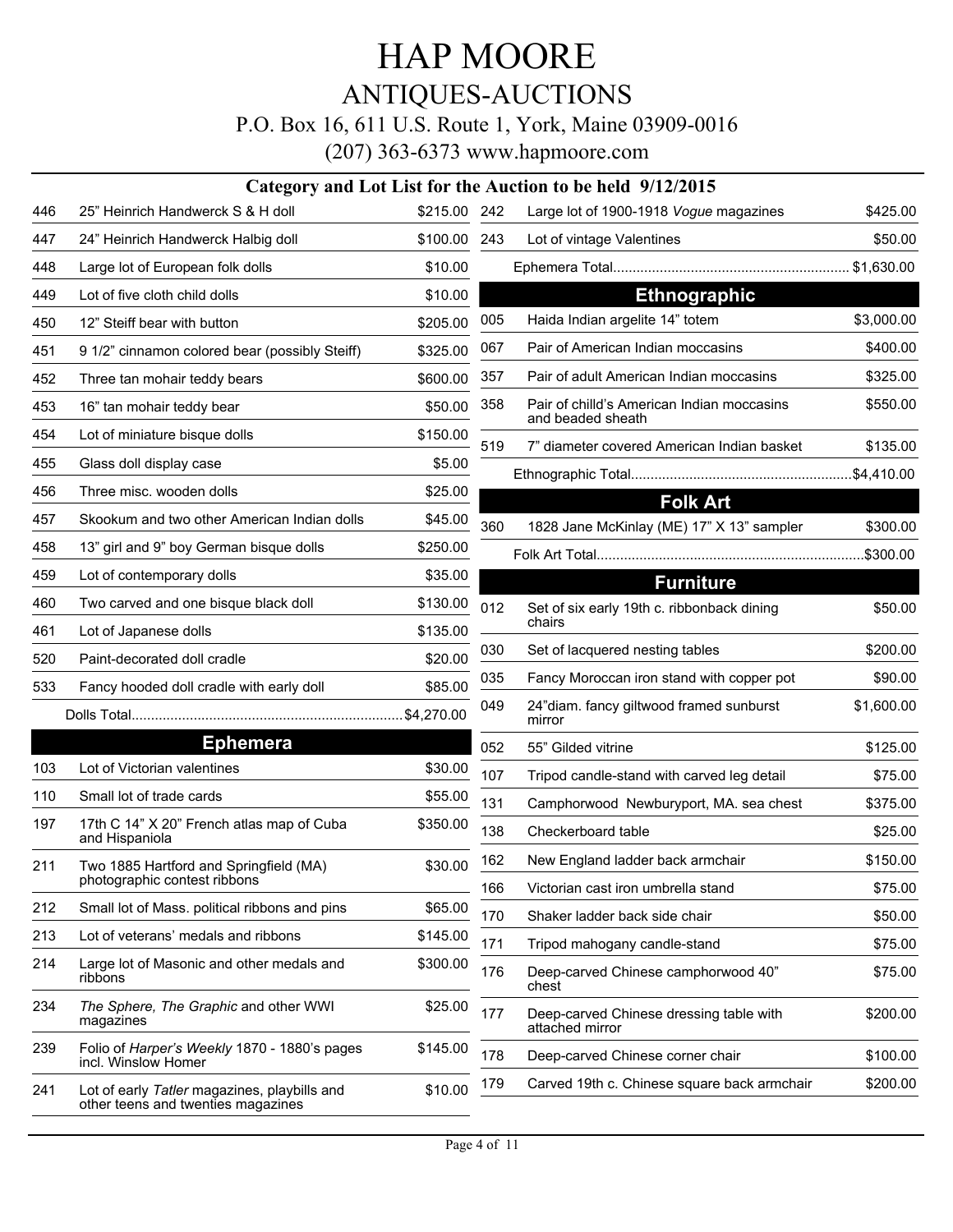# HAP MOORE

## ANTIQUES-AUCTIONS

P.O. Box 16, 611 U.S. Route 1, York, Maine 03909-0016

(207) 363-6373 www.hapmoore.com

### Category and Lot List for the Auction to be held 9/12/2015

| Lot | Description | Price |
|---|---|---|
| 446 | 25" Heinrich Handwerck S & H doll | $215.00 |
| 447 | 24" Heinrich Handwerck Halbig doll | $100.00 |
| 448 | Large lot of European folk dolls | $10.00 |
| 449 | Lot of five cloth child dolls | $10.00 |
| 450 | 12" Steiff bear with button | $205.00 |
| 451 | 9 1/2" cinnamon colored bear (possibly Steiff) | $325.00 |
| 452 | Three tan mohair teddy bears | $600.00 |
| 453 | 16" tan mohair teddy bear | $50.00 |
| 454 | Lot of miniature bisque dolls | $150.00 |
| 455 | Glass doll display case | $5.00 |
| 456 | Three misc. wooden dolls | $25.00 |
| 457 | Skookum and two other American Indian dolls | $45.00 |
| 458 | 13" girl and 9" boy German bisque dolls | $250.00 |
| 459 | Lot of contemporary dolls | $35.00 |
| 460 | Two carved and one bisque black doll | $130.00 |
| 461 | Lot of Japanese dolls | $135.00 |
| 520 | Paint-decorated doll cradle | $20.00 |
| 533 | Fancy hooded doll cradle with early doll | $85.00 |
| | Dolls Total | $4,270.00 |

## Ephemera

| Lot | Description | Price |
|---|---|---|
| 103 | Lot of Victorian valentines | $30.00 |
| 110 | Small lot of trade cards | $55.00 |
| 197 | 17th C 14" X 20" French atlas map of Cuba and Hispaniola | $350.00 |
| 211 | Two 1885 Hartford and Springfield (MA) photographic contest ribbons | $30.00 |
| 212 | Small lot of Mass. political ribbons and pins | $65.00 |
| 213 | Lot of veterans' medals and ribbons | $145.00 |
| 214 | Large lot of Masonic and other medals and ribbons | $300.00 |
| 234 | *The Sphere, The Graphic* and other WWI magazines | $25.00 |
| 239 | Folio of *Harper's Weekly* 1870 - 1880's pages incl. Winslow Homer | $145.00 |
| 241 | Lot of early *Tatler* magazines, playbills and other teens and twenties magazines | $10.00 |
| 242 | Large lot of 1900-1918 *Vogue* magazines | $425.00 |
| 243 | Lot of vintage Valentines | $50.00 |
| | Ephemera Total | $1,630.00 |

## Ethnographic

| Lot | Description | Price |
|---|---|---|
| 005 | Haida Indian argelite 14" totem | $3,000.00 |
| 067 | Pair of American Indian moccasins | $400.00 |
| 357 | Pair of adult American Indian moccasins | $325.00 |
| 358 | Pair of chilld's American Indian moccasins and beaded sheath | $550.00 |
| 519 | 7" diameter covered American Indian basket | $135.00 |
| | Ethnographic Total | $4,410.00 |

## Folk Art

| Lot | Description | Price |
|---|---|---|
| 360 | 1828 Jane McKinlay (ME) 17" X 13" sampler | $300.00 |
| | Folk Art Total | $300.00 |

## Furniture

| Lot | Description | Price |
|---|---|---|
| 012 | Set of six early 19th c. ribbonback dining chairs | $50.00 |
| 030 | Set of lacquered nesting tables | $200.00 |
| 035 | Fancy Moroccan iron stand with copper pot | $90.00 |
| 049 | 24"diam. fancy giltwood framed sunburst mirror | $1,600.00 |
| 052 | 55" Gilded vitrine | $125.00 |
| 107 | Tripod candle-stand with carved leg detail | $75.00 |
| 131 | Camphorwood Newburyport, MA. sea chest | $375.00 |
| 138 | Checkerboard table | $25.00 |
| 162 | New England ladder back armchair | $150.00 |
| 166 | Victorian cast iron umbrella stand | $75.00 |
| 170 | Shaker ladder back side chair | $50.00 |
| 171 | Tripod mahogany candle-stand | $75.00 |
| 176 | Deep-carved Chinese camphorwood 40" chest | $75.00 |
| 177 | Deep-carved Chinese dressing table with attached mirror | $200.00 |
| 178 | Deep-carved Chinese corner chair | $100.00 |
| 179 | Carved 19th c. Chinese square back armchair | $200.00 |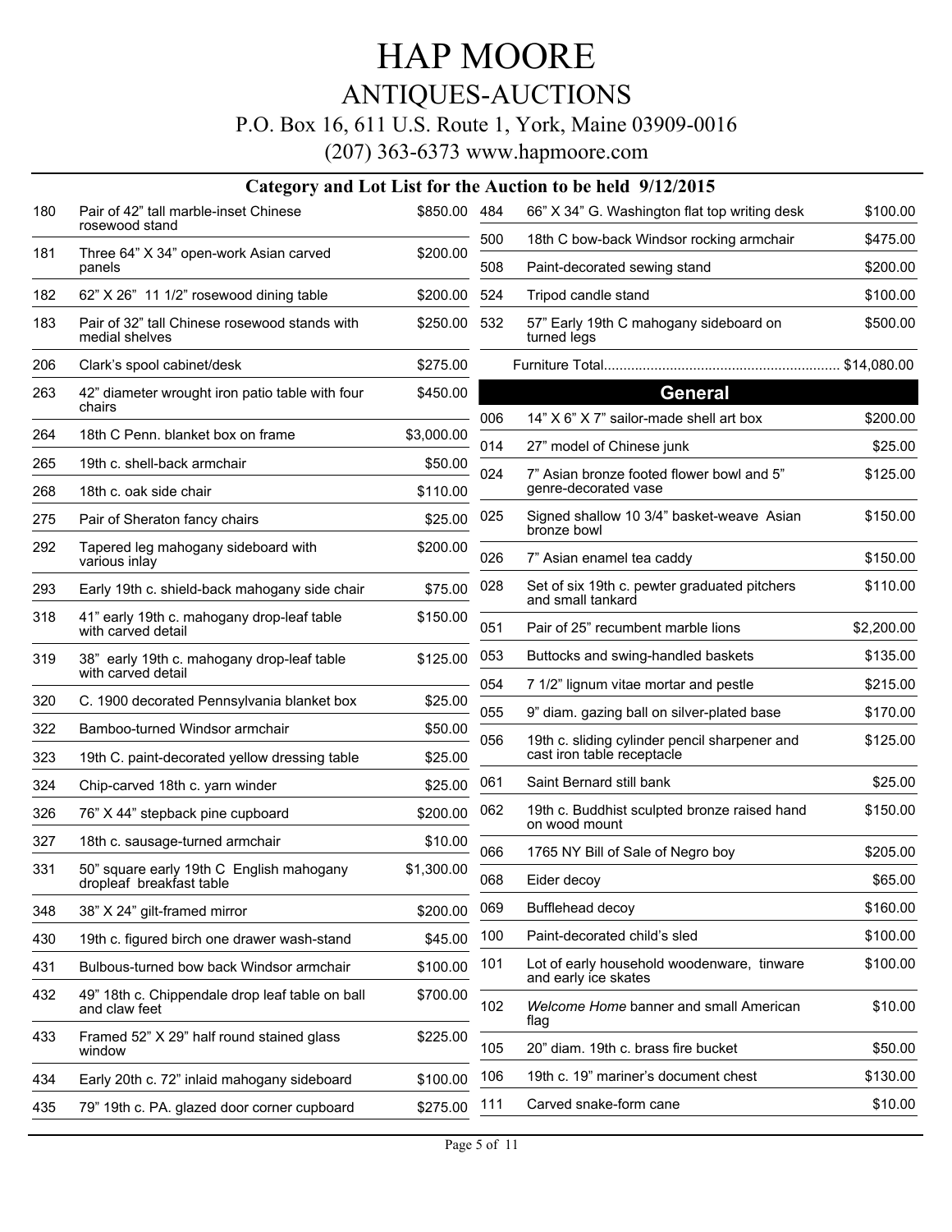# HAP MOORE

## ANTIQUES-AUCTIONS

P.O. Box 16, 611 U.S. Route 1, York, Maine 03909-0016

(207) 363-6373 www.hapmoore.com

### Category and Lot List for the Auction to be held 9/12/2015

| Lot | Description | Price |
|---|---|---|
| 180 | Pair of 42" tall marble-inset Chinese rosewood stand | $850.00 |
| 181 | Three 64" X 34" open-work Asian carved panels | $200.00 |
| 182 | 62" X 26" 11 1/2" rosewood dining table | $200.00 |
| 183 | Pair of 32" tall Chinese rosewood stands with medial shelves | $250.00 |
| 206 | Clark's spool cabinet/desk | $275.00 |
| 263 | 42" diameter wrought iron patio table with four chairs | $450.00 |
| 264 | 18th C Penn. blanket box on frame | $3,000.00 |
| 265 | 19th c. shell-back armchair | $50.00 |
| 268 | 18th c. oak side chair | $110.00 |
| 275 | Pair of Sheraton fancy chairs | $25.00 |
| 292 | Tapered leg mahogany sideboard with various inlay | $200.00 |
| 293 | Early 19th c. shield-back mahogany side chair | $75.00 |
| 318 | 41" early 19th c. mahogany drop-leaf table with carved detail | $150.00 |
| 319 | 38" early 19th c. mahogany drop-leaf table with carved detail | $125.00 |
| 320 | C. 1900 decorated Pennsylvania blanket box | $25.00 |
| 322 | Bamboo-turned Windsor armchair | $50.00 |
| 323 | 19th C. paint-decorated yellow dressing table | $25.00 |
| 324 | Chip-carved 18th c. yarn winder | $25.00 |
| 326 | 76" X 44" stepback pine cupboard | $200.00 |
| 327 | 18th c. sausage-turned armchair | $10.00 |
| 331 | 50" square early 19th C English mahogany dropleaf breakfast table | $1,300.00 |
| 348 | 38" X 24" gilt-framed mirror | $200.00 |
| 430 | 19th c. figured birch one drawer wash-stand | $45.00 |
| 431 | Bulbous-turned bow back Windsor armchair | $100.00 |
| 432 | 49" 18th c. Chippendale drop leaf table on ball and claw feet | $700.00 |
| 433 | Framed 52" X 29" half round stained glass window | $225.00 |
| 434 | Early 20th c. 72" inlaid mahogany sideboard | $100.00 |
| 435 | 79" 19th c. PA. glazed door corner cupboard | $275.00 |
| 484 | 66" X 34" G. Washington flat top writing desk | $100.00 |
| 500 | 18th C bow-back Windsor rocking armchair | $475.00 |
| 508 | Paint-decorated sewing stand | $200.00 |
| 524 | Tripod candle stand | $100.00 |
| 532 | 57" Early 19th C mahogany sideboard on turned legs | $500.00 |

Furniture Total............................................................ $14,080.00

## General

| Lot | Description | Price |
|---|---|---|
| 006 | 14" X 6" X 7" sailor-made shell art box | $200.00 |
| 014 | 27" model of Chinese junk | $25.00 |
| 024 | 7" Asian bronze footed flower bowl and 5" genre-decorated vase | $125.00 |
| 025 | Signed shallow 10 3/4" basket-weave Asian bronze bowl | $150.00 |
| 026 | 7" Asian enamel tea caddy | $150.00 |
| 028 | Set of six 19th c. pewter graduated pitchers and small tankard | $110.00 |
| 051 | Pair of 25" recumbent marble lions | $2,200.00 |
| 053 | Buttocks and swing-handled baskets | $135.00 |
| 054 | 7 1/2" lignum vitae mortar and pestle | $215.00 |
| 055 | 9" diam. gazing ball on silver-plated base | $170.00 |
| 056 | 19th c. sliding cylinder pencil sharpener and cast iron table receptacle | $125.00 |
| 061 | Saint Bernard still bank | $25.00 |
| 062 | 19th c. Buddhist sculpted bronze raised hand on wood mount | $150.00 |
| 066 | 1765 NY Bill of Sale of Negro boy | $205.00 |
| 068 | Eider decoy | $65.00 |
| 069 | Bufflehead decoy | $160.00 |
| 100 | Paint-decorated child's sled | $100.00 |
| 101 | Lot of early household woodenware, tinware and early ice skates | $100.00 |
| 102 | *Welcome Home* banner and small American flag | $10.00 |
| 105 | 20" diam. 19th c. brass fire bucket | $50.00 |
| 106 | 19th c. 19" mariner's document chest | $130.00 |
| 111 | Carved snake-form cane | $10.00 |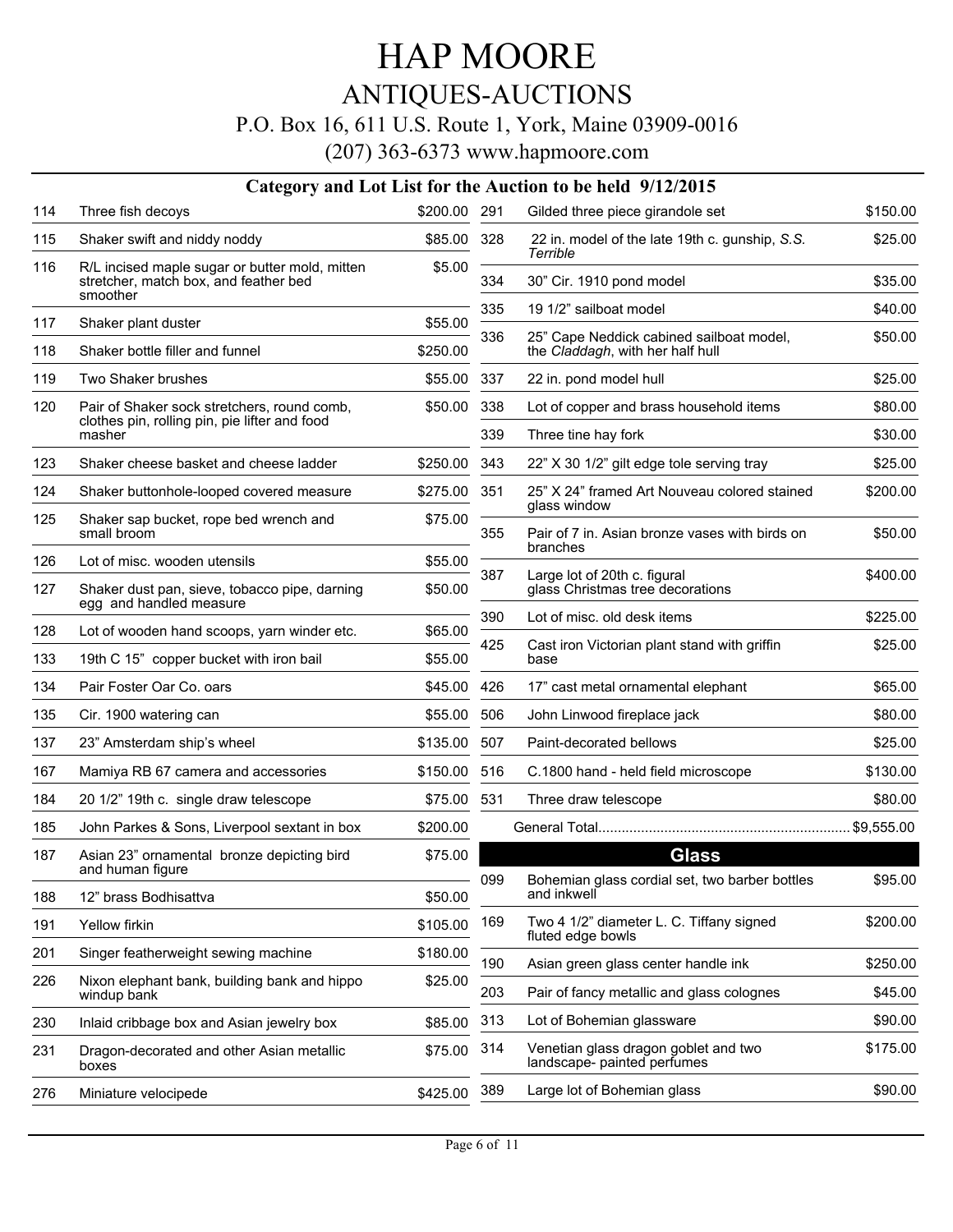# HAP MOORE

## ANTIQUES-AUCTIONS

P.O. Box 16, 611 U.S. Route 1, York, Maine 03909-0016

(207) 363-6373 www.hapmoore.com

### Category and Lot List for the Auction to be held 9/12/2015

| Lot | Description | Price |
|---|---|---|
| 114 | Three fish decoys | $200.00 |
| 115 | Shaker swift and niddy noddy | $85.00 |
| 116 | R/L incised maple sugar or butter mold, mitten stretcher, match box, and feather bed smoother | $5.00 |
| 117 | Shaker plant duster | $55.00 |
| 118 | Shaker bottle filler and funnel | $250.00 |
| 119 | Two Shaker brushes | $55.00 |
| 120 | Pair of Shaker sock stretchers, round comb, clothes pin, rolling pin, pie lifter and food masher | $50.00 |
| 123 | Shaker cheese basket and cheese ladder | $250.00 |
| 124 | Shaker buttonhole-looped covered measure | $275.00 |
| 125 | Shaker sap bucket, rope bed wrench and small broom | $75.00 |
| 126 | Lot of misc. wooden utensils | $55.00 |
| 127 | Shaker dust pan, sieve, tobacco pipe, darning egg and handled measure | $50.00 |
| 128 | Lot of wooden hand scoops, yarn winder etc. | $65.00 |
| 133 | 19th C 15" copper bucket with iron bail | $55.00 |
| 134 | Pair Foster Oar Co. oars | $45.00 |
| 135 | Cir. 1900 watering can | $55.00 |
| 137 | 23" Amsterdam ship's wheel | $135.00 |
| 167 | Mamiya RB 67 camera and accessories | $150.00 |
| 184 | 20 1/2" 19th c. single draw telescope | $75.00 |
| 185 | John Parkes & Sons, Liverpool sextant in box | $200.00 |
| 187 | Asian 23" ornamental bronze depicting bird and human figure | $75.00 |
| 188 | 12" brass Bodhisattva | $50.00 |
| 191 | Yellow firkin | $105.00 |
| 201 | Singer featherweight sewing machine | $180.00 |
| 226 | Nixon elephant bank, building bank and hippo windup bank | $25.00 |
| 230 | Inlaid cribbage box and Asian jewelry box | $85.00 |
| 231 | Dragon-decorated and other Asian metallic boxes | $75.00 |
| 276 | Miniature velocipede | $425.00 |
| 291 | Gilded three piece girandole set | $150.00 |
| 328 | 22 in. model of the late 19th c. gunship, *S.S. Terrible* | $25.00 |
| 334 | 30" Cir. 1910 pond model | $35.00 |
| 335 | 19 1/2" sailboat model | $40.00 |
| 336 | 25" Cape Neddick cabined sailboat model, the *Claddagh*, with her half hull | $50.00 |
| 337 | 22 in. pond model hull | $25.00 |
| 338 | Lot of copper and brass household items | $80.00 |
| 339 | Three tine hay fork | $30.00 |
| 343 | 22" X 30 1/2" gilt edge tole serving tray | $25.00 |
| 351 | 25" X 24" framed Art Nouveau colored stained glass window | $200.00 |
| 355 | Pair of 7 in. Asian bronze vases with birds on branches | $50.00 |
| 387 | Large lot of 20th c. figural glass Christmas tree decorations | $400.00 |
| 390 | Lot of misc. old desk items | $225.00 |
| 425 | Cast iron Victorian plant stand with griffin base | $25.00 |
| 426 | 17" cast metal ornamental elephant | $65.00 |
| 506 | John Linwood fireplace jack | $80.00 |
| 507 | Paint-decorated bellows | $25.00 |
| 516 | C.1800 hand - held field microscope | $130.00 |
| 531 | Three draw telescope | $80.00 |
| | General Total | $9,555.00 |

### Glass

| Lot | Description | Price |
|---|---|---|
| 099 | Bohemian glass cordial set, two barber bottles and inkwell | $95.00 |
| 169 | Two 4 1/2" diameter L. C. Tiffany signed fluted edge bowls | $200.00 |
| 190 | Asian green glass center handle ink | $250.00 |
| 203 | Pair of fancy metallic and glass colognes | $45.00 |
| 313 | Lot of Bohemian glassware | $90.00 |
| 314 | Venetian glass dragon goblet and two landscape- painted perfumes | $175.00 |
| 389 | Large lot of Bohemian glass | $90.00 |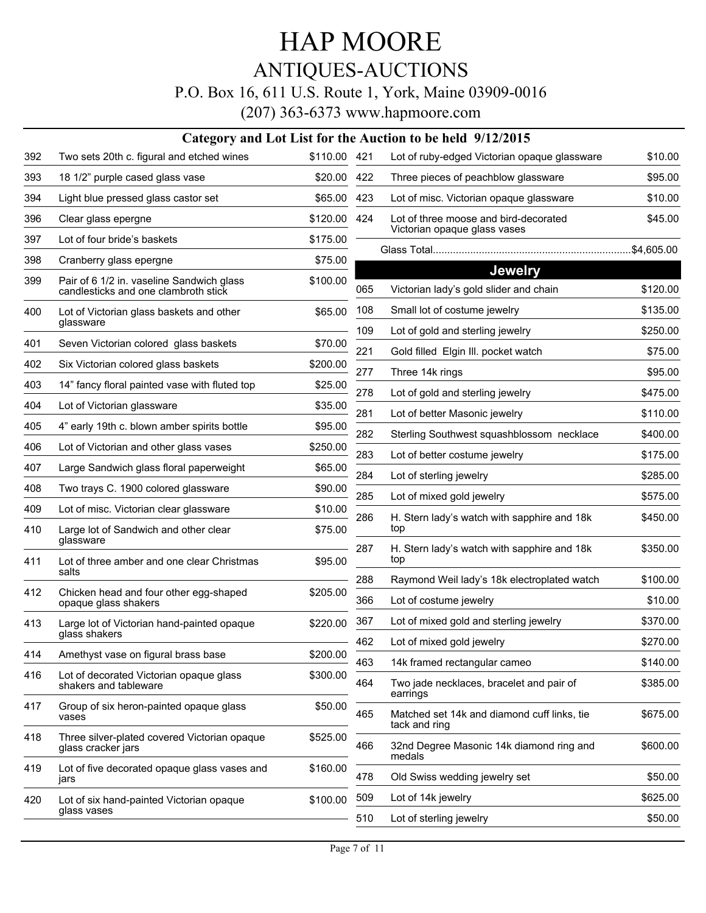# HAP MOORE

## ANTIQUES-AUCTIONS

P.O. Box 16, 611 U.S. Route 1, York, Maine 03909-0016

(207) 363-6373 www.hapmoore.com

### Category and Lot List for the Auction to be held 9/12/2015

| Lot | Description | Price |
|---|---|---|
| 392 | Two sets 20th c. figural and etched wines | $110.00 |
| 393 | 18 1/2" purple cased glass vase | $20.00 |
| 394 | Light blue pressed glass castor set | $65.00 |
| 396 | Clear glass epergne | $120.00 |
| 397 | Lot of four bride's baskets | $175.00 |
| 398 | Cranberry glass epergne | $75.00 |
| 399 | Pair of 6 1/2 in. vaseline Sandwich glass candlesticks and one clambroth stick | $100.00 |
| 400 | Lot of Victorian glass baskets and other glassware | $65.00 |
| 401 | Seven Victorian colored glass baskets | $70.00 |
| 402 | Six Victorian colored glass baskets | $200.00 |
| 403 | 14" fancy floral painted vase with fluted top | $25.00 |
| 404 | Lot of Victorian glassware | $35.00 |
| 405 | 4" early 19th c. blown amber spirits bottle | $95.00 |
| 406 | Lot of Victorian and other glass vases | $250.00 |
| 407 | Large Sandwich glass floral paperweight | $65.00 |
| 408 | Two trays C. 1900 colored glassware | $90.00 |
| 409 | Lot of misc. Victorian clear glassware | $10.00 |
| 410 | Large lot of Sandwich and other clear glassware | $75.00 |
| 411 | Lot of three amber and one clear Christmas salts | $95.00 |
| 412 | Chicken head and four other egg-shaped opaque glass shakers | $205.00 |
| 413 | Large lot of Victorian hand-painted opaque glass shakers | $220.00 |
| 414 | Amethyst vase on figural brass base | $200.00 |
| 416 | Lot of decorated Victorian opaque glass shakers and tableware | $300.00 |
| 417 | Group of six heron-painted opaque glass vases | $50.00 |
| 418 | Three silver-plated covered Victorian opaque glass cracker jars | $525.00 |
| 419 | Lot of five decorated opaque glass vases and jars | $160.00 |
| 420 | Lot of six hand-painted Victorian opaque glass vases | $100.00 |
| 421 | Lot of ruby-edged Victorian opaque glassware | $10.00 |
| 422 | Three pieces of peachblow glassware | $95.00 |
| 423 | Lot of misc. Victorian opaque glassware | $10.00 |
| 424 | Lot of three moose and bird-decorated Victorian opaque glass vases | $45.00 |

Glass Total....................................................................$4,605.00

### Jewelry

| Lot | Description | Price |
|---|---|---|
| 065 | Victorian lady's gold slider and chain | $120.00 |
| 108 | Small lot of costume jewelry | $135.00 |
| 109 | Lot of gold and sterling jewelry | $250.00 |
| 221 | Gold filled Elgin Ill. pocket watch | $75.00 |
| 277 | Three 14k rings | $95.00 |
| 278 | Lot of gold and sterling jewelry | $475.00 |
| 281 | Lot of better Masonic jewelry | $110.00 |
| 282 | Sterling Southwest squashblossom necklace | $400.00 |
| 283 | Lot of better costume jewelry | $175.00 |
| 284 | Lot of sterling jewelry | $285.00 |
| 285 | Lot of mixed gold jewelry | $575.00 |
| 286 | H. Stern lady's watch with sapphire and 18k top | $450.00 |
| 287 | H. Stern lady's watch with sapphire and 18k top | $350.00 |
| 288 | Raymond Weil lady's 18k electroplated watch | $100.00 |
| 366 | Lot of costume jewelry | $10.00 |
| 367 | Lot of mixed gold and sterling jewelry | $370.00 |
| 462 | Lot of mixed gold jewelry | $270.00 |
| 463 | 14k framed rectangular cameo | $140.00 |
| 464 | Two jade necklaces, bracelet and pair of earrings | $385.00 |
| 465 | Matched set 14k and diamond cuff links, tie tack and ring | $675.00 |
| 466 | 32nd Degree Masonic 14k diamond ring and medals | $600.00 |
| 478 | Old Swiss wedding jewelry set | $50.00 |
| 509 | Lot of 14k jewelry | $625.00 |
| 510 | Lot of sterling jewelry | $50.00 |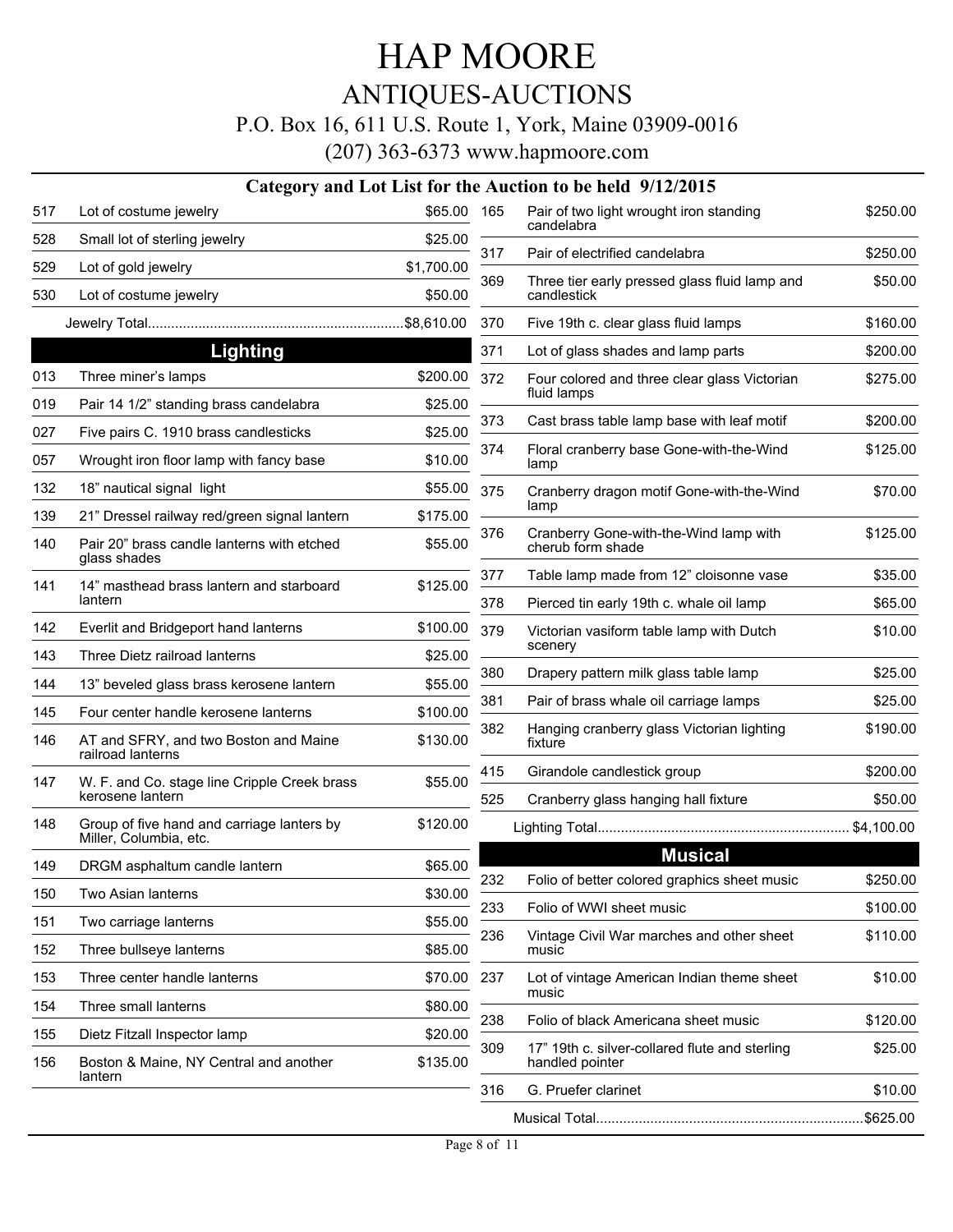# HAP MOORE

## ANTIQUES-AUCTIONS

P.O. Box 16, 611 U.S. Route 1, York, Maine 03909-0016

(207) 363-6373 www.hapmoore.com

### Category and Lot List for the Auction to be held 9/12/2015

| Lot | Description | Price |
|---|---|---|
| 517 | Lot of costume jewelry | $65.00 |
| 528 | Small lot of sterling jewelry | $25.00 |
| 529 | Lot of gold jewelry | $1,700.00 |
| 530 | Lot of costume jewelry | $50.00 |
| | Jewelry Total | $8,610.00 |

## Lighting

| Lot | Description | Price |
|---|---|---|
| 013 | Three miner's lamps | $200.00 |
| 019 | Pair 14 1/2" standing brass candelabra | $25.00 |
| 027 | Five pairs C. 1910 brass candlesticks | $25.00 |
| 057 | Wrought iron floor lamp with fancy base | $10.00 |
| 132 | 18" nautical signal light | $55.00 |
| 139 | 21" Dressel railway red/green signal lantern | $175.00 |
| 140 | Pair 20" brass candle lanterns with etched glass shades | $55.00 |
| 141 | 14" masthead brass lantern and starboard lantern | $125.00 |
| 142 | Everlit and Bridgeport hand lanterns | $100.00 |
| 143 | Three Dietz railroad lanterns | $25.00 |
| 144 | 13" beveled glass brass kerosene lantern | $55.00 |
| 145 | Four center handle kerosene lanterns | $100.00 |
| 146 | AT and SFRY, and two Boston and Maine railroad lanterns | $130.00 |
| 147 | W. F. and Co. stage line Cripple Creek brass kerosene lantern | $55.00 |
| 148 | Group of five hand and carriage lanters by Miller, Columbia, etc. | $120.00 |
| 149 | DRGM asphaltum candle lantern | $65.00 |
| 150 | Two Asian lanterns | $30.00 |
| 151 | Two carriage lanterns | $55.00 |
| 152 | Three bullseye lanterns | $85.00 |
| 153 | Three center handle lanterns | $70.00 |
| 154 | Three small lanterns | $80.00 |
| 155 | Dietz Fitzall Inspector lamp | $20.00 |
| 156 | Boston & Maine, NY Central and another lantern | $135.00 |
| 165 | Pair of two light wrought iron standing candelabra | $250.00 |
| 317 | Pair of electrified candelabra | $250.00 |
| 369 | Three tier early pressed glass fluid lamp and candlestick | $50.00 |
| 370 | Five 19th c. clear glass fluid lamps | $160.00 |
| 371 | Lot of glass shades and lamp parts | $200.00 |
| 372 | Four colored and three clear glass Victorian fluid lamps | $275.00 |
| 373 | Cast brass table lamp base with leaf motif | $200.00 |
| 374 | Floral cranberry base Gone-with-the-Wind lamp | $125.00 |
| 375 | Cranberry dragon motif Gone-with-the-Wind lamp | $70.00 |
| 376 | Cranberry Gone-with-the-Wind lamp with cherub form shade | $125.00 |
| 377 | Table lamp made from 12" cloisonne vase | $35.00 |
| 378 | Pierced tin early 19th c. whale oil lamp | $65.00 |
| 379 | Victorian vasiform table lamp with Dutch scenery | $10.00 |
| 380 | Drapery pattern milk glass table lamp | $25.00 |
| 381 | Pair of brass whale oil carriage lamps | $25.00 |
| 382 | Hanging cranberry glass Victorian lighting fixture | $190.00 |
| 415 | Girandole candlestick group | $200.00 |
| 525 | Cranberry glass hanging hall fixture | $50.00 |
| | Lighting Total | $4,100.00 |

## Musical

| Lot | Description | Price |
|---|---|---|
| 232 | Folio of better colored graphics sheet music | $250.00 |
| 233 | Folio of WWI sheet music | $100.00 |
| 236 | Vintage Civil War marches and other sheet music | $110.00 |
| 237 | Lot of vintage American Indian theme sheet music | $10.00 |
| 238 | Folio of black Americana sheet music | $120.00 |
| 309 | 17" 19th c. silver-collared flute and sterling handled pointer | $25.00 |
| 316 | G. Pruefer clarinet | $10.00 |
| | Musical Total | $625.00 |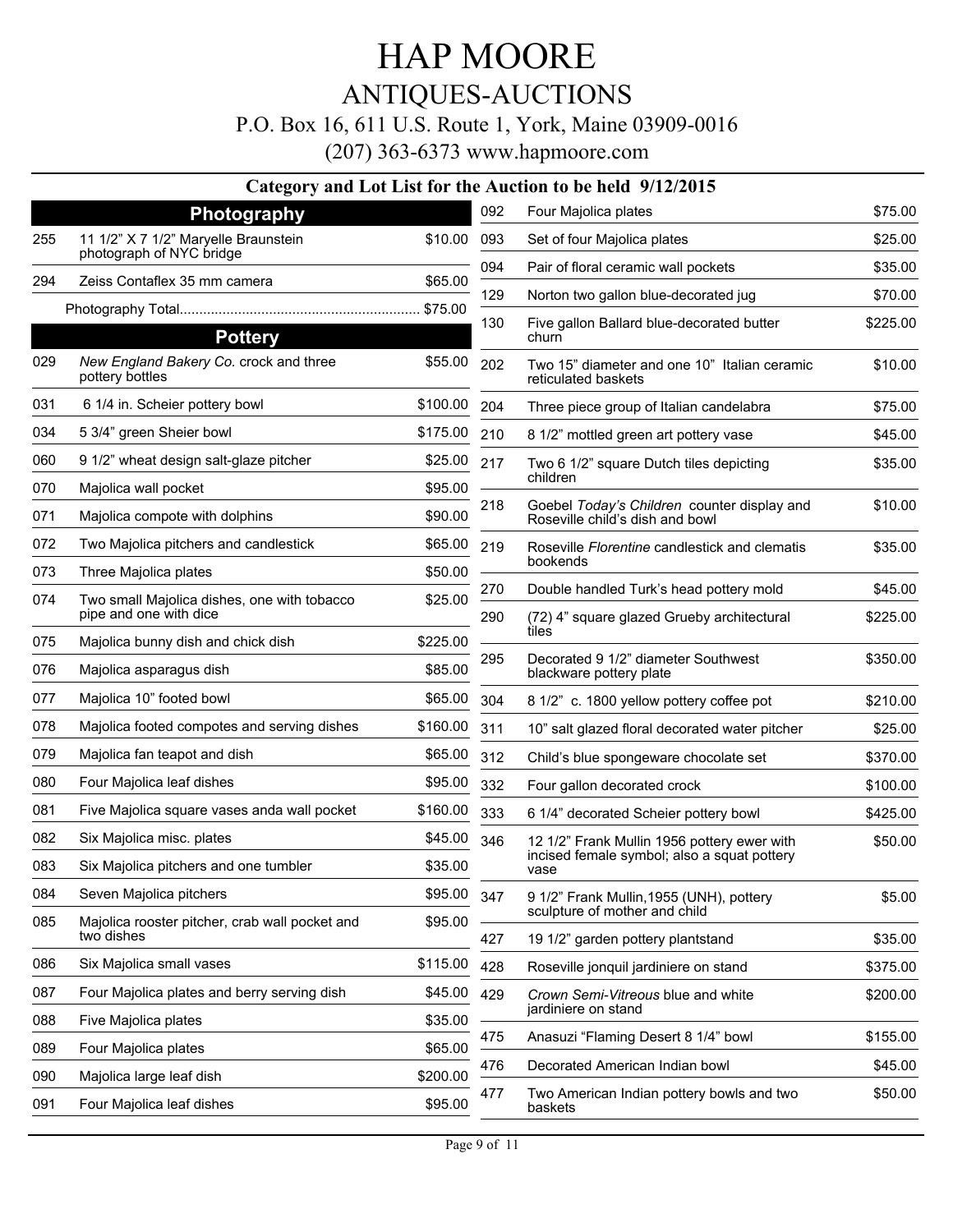# HAP MOORE

## ANTIQUES-AUCTIONS

P.O. Box 16, 611 U.S. Route 1, York, Maine 03909-0016

(207) 363-6373 www.hapmoore.com

### Category and Lot List for the Auction to be held 9/12/2015

## Photography

| Lot | Description | Price |
|---|---|---|
| 255 | 11 1/2" X 7 1/2" Maryelle Braunstein photograph of NYC bridge | $10.00 |
| 294 | Zeiss Contaflex 35 mm camera | $65.00 |
| | Photography Total | $75.00 |

## Pottery

| Lot | Description | Price |
|---|---|---|
| 029 | *New England Bakery Co.* crock and three pottery bottles | $55.00 |
| 031 | 6 1/4 in. Scheier pottery bowl | $100.00 |
| 034 | 5 3/4" green Sheier bowl | $175.00 |
| 060 | 9 1/2" wheat design salt-glaze pitcher | $25.00 |
| 070 | Majolica wall pocket | $95.00 |
| 071 | Majolica compote with dolphins | $90.00 |
| 072 | Two Majolica pitchers and candlestick | $65.00 |
| 073 | Three Majolica plates | $50.00 |
| 074 | Two small Majolica dishes, one with tobacco pipe and one with dice | $25.00 |
| 075 | Majolica bunny dish and chick dish | $225.00 |
| 076 | Majolica asparagus dish | $85.00 |
| 077 | Majolica 10" footed bowl | $65.00 |
| 078 | Majolica footed compotes and serving dishes | $160.00 |
| 079 | Majolica fan teapot and dish | $65.00 |
| 080 | Four Majolica leaf dishes | $95.00 |
| 081 | Five Majolica square vases anda wall pocket | $160.00 |
| 082 | Six Majolica misc. plates | $45.00 |
| 083 | Six Majolica pitchers and one tumbler | $35.00 |
| 084 | Seven Majolica pitchers | $95.00 |
| 085 | Majolica rooster pitcher, crab wall pocket and two dishes | $95.00 |
| 086 | Six Majolica small vases | $115.00 |
| 087 | Four Majolica plates and berry serving dish | $45.00 |
| 088 | Five Majolica plates | $35.00 |
| 089 | Four Majolica plates | $65.00 |
| 090 | Majolica large leaf dish | $200.00 |
| 091 | Four Majolica leaf dishes | $95.00 |
| 092 | Four Majolica plates | $75.00 |
| 093 | Set of four Majolica plates | $25.00 |
| 094 | Pair of floral ceramic wall pockets | $35.00 |
| 129 | Norton two gallon blue-decorated jug | $70.00 |
| 130 | Five gallon Ballard blue-decorated butter churn | $225.00 |
| 202 | Two 15" diameter and one 10" Italian ceramic reticulated baskets | $10.00 |
| 204 | Three piece group of Italian candelabra | $75.00 |
| 210 | 8 1/2" mottled green art pottery vase | $45.00 |
| 217 | Two 6 1/2" square Dutch tiles depicting children | $35.00 |
| 218 | Goebel *Today's Children* counter display and Roseville child's dish and bowl | $10.00 |
| 219 | Roseville *Florentine* candlestick and clematis bookends | $35.00 |
| 270 | Double handled Turk's head pottery mold | $45.00 |
| 290 | (72) 4" square glazed Grueby architectural tiles | $225.00 |
| 295 | Decorated 9 1/2" diameter Southwest blackware pottery plate | $350.00 |
| 304 | 8 1/2" c. 1800 yellow pottery coffee pot | $210.00 |
| 311 | 10" salt glazed floral decorated water pitcher | $25.00 |
| 312 | Child's blue spongeware chocolate set | $370.00 |
| 332 | Four gallon decorated crock | $100.00 |
| 333 | 6 1/4" decorated Scheier pottery bowl | $425.00 |
| 346 | 12 1/2" Frank Mullin 1956 pottery ewer with incised female symbol; also a squat pottery vase | $50.00 |
| 347 | 9 1/2" Frank Mullin,1955 (UNH), pottery sculpture of mother and child | $5.00 |
| 427 | 19 1/2" garden pottery plantstand | $35.00 |
| 428 | Roseville jonquil jardiniere on stand | $375.00 |
| 429 | *Crown Semi-Vitreous* blue and white jardiniere on stand | $200.00 |
| 475 | Anasuzi "Flaming Desert 8 1/4" bowl | $155.00 |
| 476 | Decorated American Indian bowl | $45.00 |
| 477 | Two American Indian pottery bowls and two baskets | $50.00 |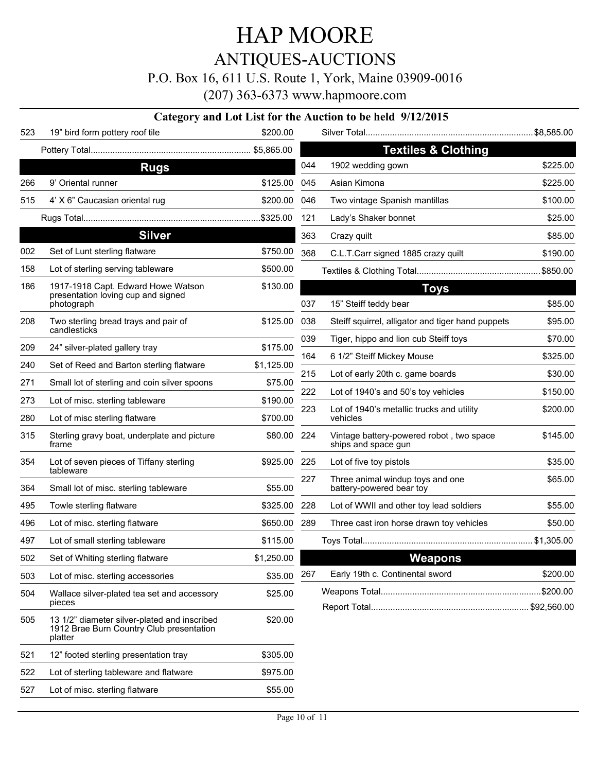# HAP MOORE

## ANTIQUES-AUCTIONS

P.O. Box 16, 611 U.S. Route 1, York, Maine 03909-0016

(207) 363-6373 www.hapmoore.com

### Category and Lot List for the Auction to be held 9/12/2015

| | | |
|---|---|---|
| 523 | 19” bird form pottery roof tile | $200.00 |
| | Pottery Total | $5,865.00 |

### Rugs

| | | |
|---|---|---|
| 266 | 9' Oriental runner | $125.00 |
| 515 | 4' X 6” Caucasian oriental rug | $200.00 |
| | Rugs Total | $325.00 |

### Silver

| | | |
|---|---|---|
| 002 | Set of Lunt sterling flatware | $750.00 |
| 158 | Lot of sterling serving tableware | $500.00 |
| 186 | 1917-1918 Capt. Edward Howe Watson presentation loving cup and signed photograph | $130.00 |
| 208 | Two sterling bread trays and pair of candlesticks | $125.00 |
| 209 | 24” silver-plated gallery tray | $175.00 |
| 240 | Set of Reed and Barton sterling flatware | $1,125.00 |
| 271 | Small lot of sterling and coin silver spoons | $75.00 |
| 273 | Lot of misc. sterling tableware | $190.00 |
| 280 | Lot of misc sterling flatware | $700.00 |
| 315 | Sterling gravy boat, underplate and picture frame | $80.00 |
| 354 | Lot of seven pieces of Tiffany sterling tableware | $925.00 |
| 364 | Small lot of misc. sterling tableware | $55.00 |
| 495 | Towle sterling flatware | $325.00 |
| 496 | Lot of misc. sterling flatware | $650.00 |
| 497 | Lot of small sterling tableware | $115.00 |
| 502 | Set of Whiting sterling flatware | $1,250.00 |
| 503 | Lot of misc. sterling accessories | $35.00 |
| 504 | Wallace silver-plated tea set and accessory pieces | $25.00 |
| 505 | 13 1/2” diameter silver-plated and inscribed 1912 Brae Burn Country Club presentation platter | $20.00 |
| 521 | 12” footed sterling presentation tray | $305.00 |
| 522 | Lot of sterling tableware and flatware | $975.00 |
| 527 | Lot of misc. sterling flatware | $55.00 |
| | Silver Total | $8,585.00 |

### Textiles & Clothing

| | | |
|---|---|---|
| 044 | 1902 wedding gown | $225.00 |
| 045 | Asian Kimona | $225.00 |
| 046 | Two vintage Spanish mantillas | $100.00 |
| 121 | Lady's Shaker bonnet | $25.00 |
| 363 | Crazy quilt | $85.00 |
| 368 | C.L.T.Carr signed 1885 crazy quilt | $190.00 |
| | Textiles & Clothing Total | $850.00 |

### Toys

| | | |
|---|---|---|
| 037 | 15” Steiff teddy bear | $85.00 |
| 038 | Steiff squirrel, alligator and tiger hand puppets | $95.00 |
| 039 | Tiger, hippo and lion cub Steiff toys | $70.00 |
| 164 | 6 1/2” Steiff Mickey Mouse | $325.00 |
| 215 | Lot of early 20th c. game boards | $30.00 |
| 222 | Lot of 1940's and 50's toy vehicles | $150.00 |
| 223 | Lot of 1940's metallic trucks and utility vehicles | $200.00 |
| 224 | Vintage battery-powered robot , two space ships and space gun | $145.00 |
| 225 | Lot of five toy pistols | $35.00 |
| 227 | Three animal windup toys and one battery-powered bear toy | $65.00 |
| 228 | Lot of WWII and other toy lead soldiers | $55.00 |
| 289 | Three cast iron horse drawn toy vehicles | $50.00 |
| | Toys Total | $1,305.00 |

### Weapons

| | | |
|---|---|---|
| 267 | Early 19th c. Continental sword | $200.00 |
| | Weapons Total | $200.00 |
| | Report Total | $92,560.00 |